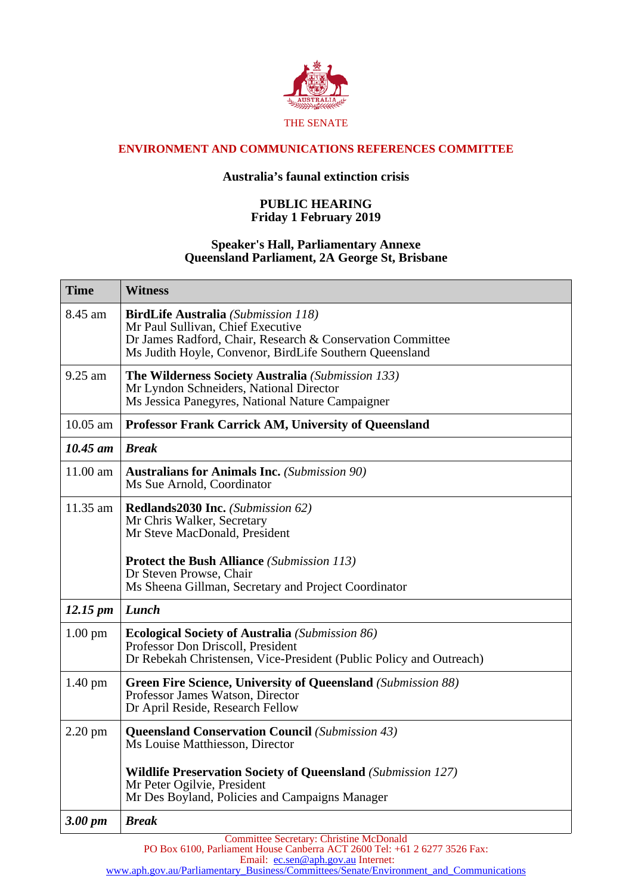THE SENATE

## ENVIRONMENT AND COMMUNICATIONS REFERENCES COMMITTEE

### Australia's faunal extinction crisis

**PUBLIC HEARING**
**Friday 1 February 2019**

**Speaker's Hall, Parliamentary Annexe**
**Queensland Parliament, 2A George St, Brisbane**

| Time | Witness |
|---|---|
| 8.45 am | **BirdLife Australia** *(Submission 118)*<br>Mr Paul Sullivan, Chief Executive<br>Dr James Radford, Chair, Research & Conservation Committee<br>Ms Judith Hoyle, Convenor, BirdLife Southern Queensland |
| 9.25 am | **The Wilderness Society Australia** *(Submission 133)*<br>Mr Lyndon Schneiders, National Director<br>Ms Jessica Panegyres, National Nature Campaigner |
| 10.05 am | **Professor Frank Carrick AM, University of Queensland** |
| ***10.45 am*** | ***Break*** |
| 11.00 am | **Australians for Animals Inc.** *(Submission 90)*<br>Ms Sue Arnold, Coordinator |
| 11.35 am | **Redlands2030 Inc.** *(Submission 62)*<br>Mr Chris Walker, Secretary<br>Mr Steve MacDonald, President<br><br>**Protect the Bush Alliance** *(Submission 113)*<br>Dr Steven Prowse, Chair<br>Ms Sheena Gillman, Secretary and Project Coordinator |
| ***12.15 pm*** | ***Lunch*** |
| 1.00 pm | **Ecological Society of Australia** *(Submission 86)*<br>Professor Don Driscoll, President<br>Dr Rebekah Christensen, Vice-President (Public Policy and Outreach) |
| 1.40 pm | **Green Fire Science, University of Queensland** *(Submission 88)*<br>Professor James Watson, Director<br>Dr April Reside, Research Fellow |
| 2.20 pm | **Queensland Conservation Council** *(Submission 43)*<br>Ms Louise Matthiesson, Director<br><br>**Wildlife Preservation Society of Queensland** *(Submission 127)*<br>Mr Peter Ogilvie, President<br>Mr Des Boyland, Policies and Campaigns Manager |
| ***3.00 pm*** | ***Break*** |

Committee Secretary: Christine McDonald
PO Box 6100, Parliament House Canberra ACT 2600 Tel: +61 2 6277 3526 Fax:
Email: ec.sen@aph.gov.au Internet:
www.aph.gov.au/Parliamentary_Business/Committees/Senate/Environment_and_Communications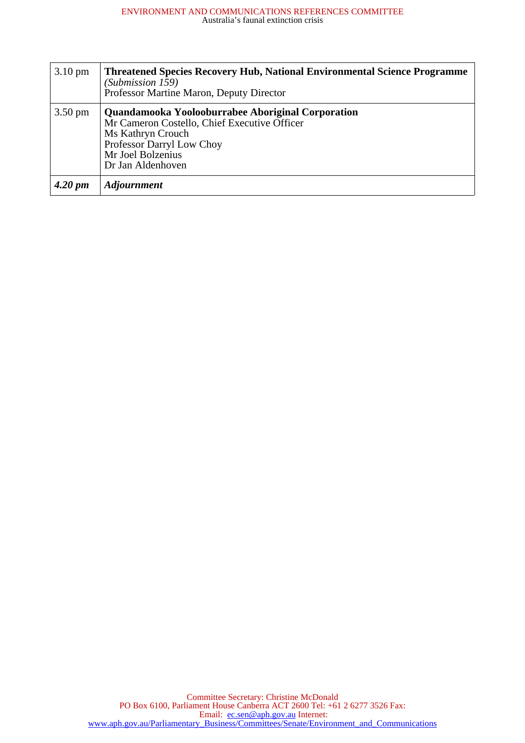| | |
|---|---|
| 3.10 pm | **Threatened Species Recovery Hub, National Environmental Science Programme** *(Submission 159)* Professor Martine Maron, Deputy Director |
| 3.50 pm | **Quandamooka Yoolooburrabee Aboriginal Corporation** Mr Cameron Costello, Chief Executive Officer Ms Kathryn Crouch Professor Darryl Low Choy Mr Joel Bolzenius Dr Jan Aldenhoven |
| ***4.20 pm*** | ***Adjournment*** |

Committee Secretary: Christine McDonald
PO Box 6100, Parliament House Canberra ACT 2600 Tel: +61 2 6277 3526 Fax:
Email: ec.sen@aph.gov.au Internet:
www.aph.gov.au/Parliamentary_Business/Committees/Senate/Environment_and_Communications